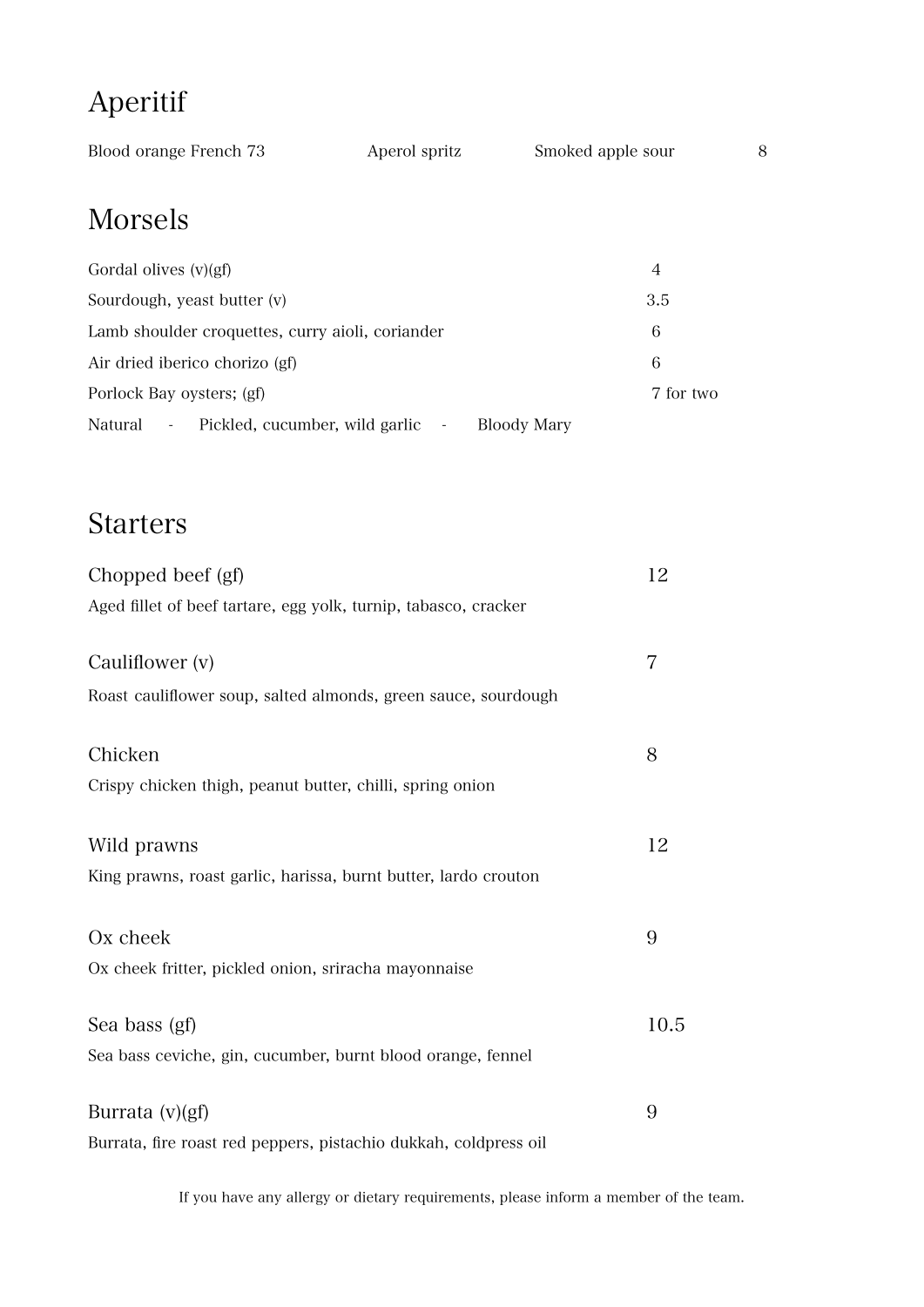## Aperitif

Blood orange French 73 | Aperol spritz | Smoked apple sour — 8

## Morsels

Gordal olives (v)(gf) — 4

Sourdough, yeast butter (v) — 3.5

Lamb shoulder croquettes, curry aioli, coriander — 6

Air dried iberico chorizo (gf) — 6

Porlock Bay oysters; (gf) — 7 for two

Natural - Pickled, cucumber, wild garlic - Bloody Mary

## Starters

### Chopped beef (gf) — 12

Aged fillet of beef tartare, egg yolk, turnip, tabasco, cracker

### Cauliflower (v) — 7

Roast cauliflower soup, salted almonds, green sauce, sourdough

### Chicken — 8

Crispy chicken thigh, peanut butter, chilli, spring onion

### Wild prawns — 12

King prawns, roast garlic, harissa, burnt butter, lardo crouton

### Ox cheek — 9

Ox cheek fritter, pickled onion, sriracha mayonnaise

### Sea bass (gf) — 10.5

Sea bass ceviche, gin, cucumber, burnt blood orange, fennel

### Burrata (v)(gf) — 9

Burrata, fire roast red peppers, pistachio dukkah, coldpress oil

If you have any allergy or dietary requirements, please inform a member of the team.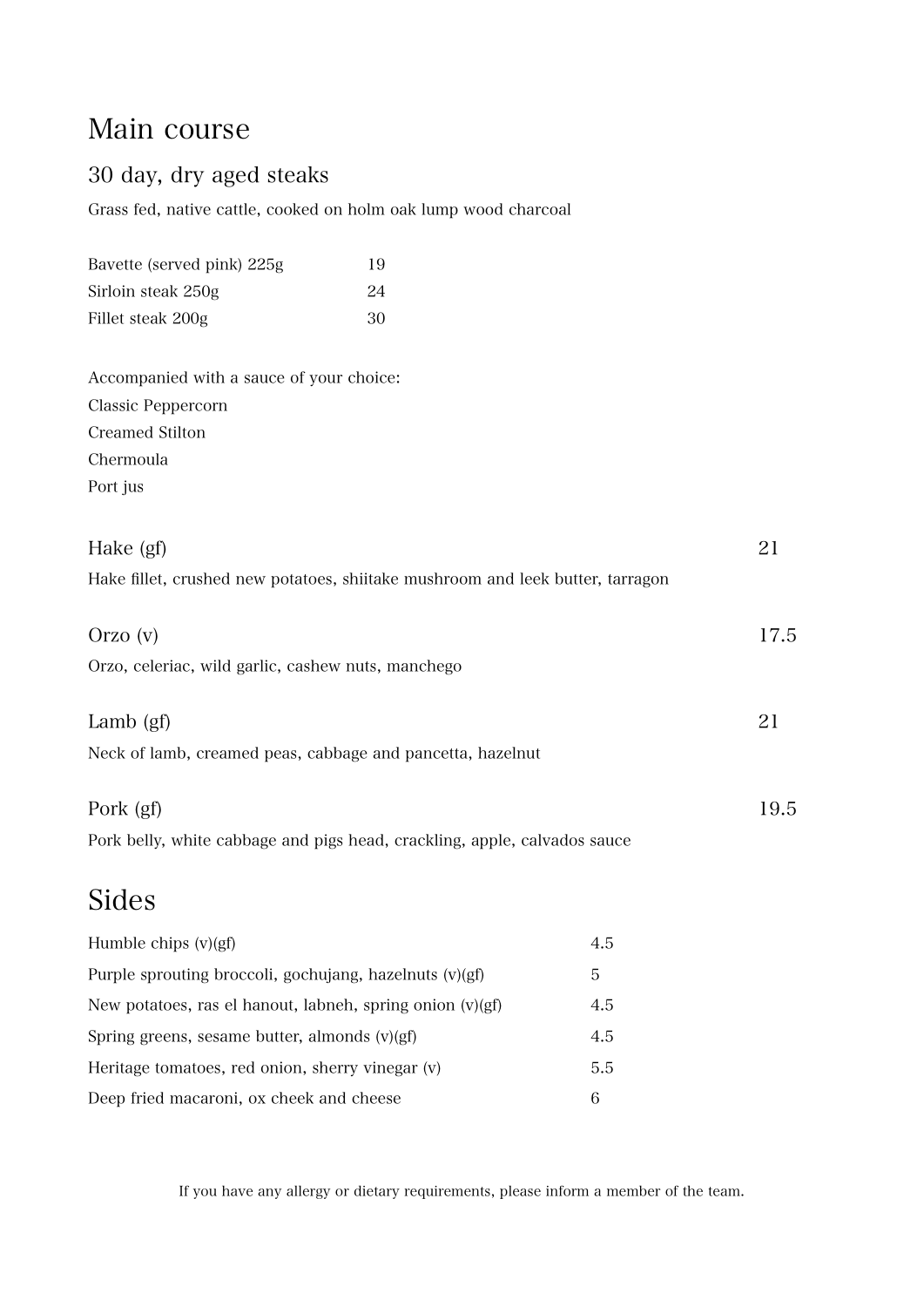# Main course

## 30 day, dry aged steaks

Grass fed, native cattle, cooked on holm oak lump wood charcoal

| | |
|---|---|
| Bavette (served pink) 225g | 19 |
| Sirloin steak 250g | 24 |
| Fillet steak 200g | 30 |

Accompanied with a sauce of your choice:
Classic Peppercorn
Creamed Stilton
Chermoula
Port jus

## Hake (gf) 21

Hake fillet, crushed new potatoes, shiitake mushroom and leek butter, tarragon

## Orzo (v) 17.5

Orzo, celeriac, wild garlic, cashew nuts, manchego

## Lamb (gf) 21

Neck of lamb, creamed peas, cabbage and pancetta, hazelnut

## Pork (gf) 19.5

Pork belly, white cabbage and pigs head, crackling, apple, calvados sauce

# Sides

| | |
|---|---|
| Humble chips (v)(gf) | 4.5 |
| Purple sprouting broccoli, gochujang, hazelnuts (v)(gf) | 5 |
| New potatoes, ras el hanout, labneh, spring onion (v)(gf) | 4.5 |
| Spring greens, sesame butter, almonds (v)(gf) | 4.5 |
| Heritage tomatoes, red onion, sherry vinegar (v) | 5.5 |
| Deep fried macaroni, ox cheek and cheese | 6 |

If you have any allergy or dietary requirements, please inform a member of the team.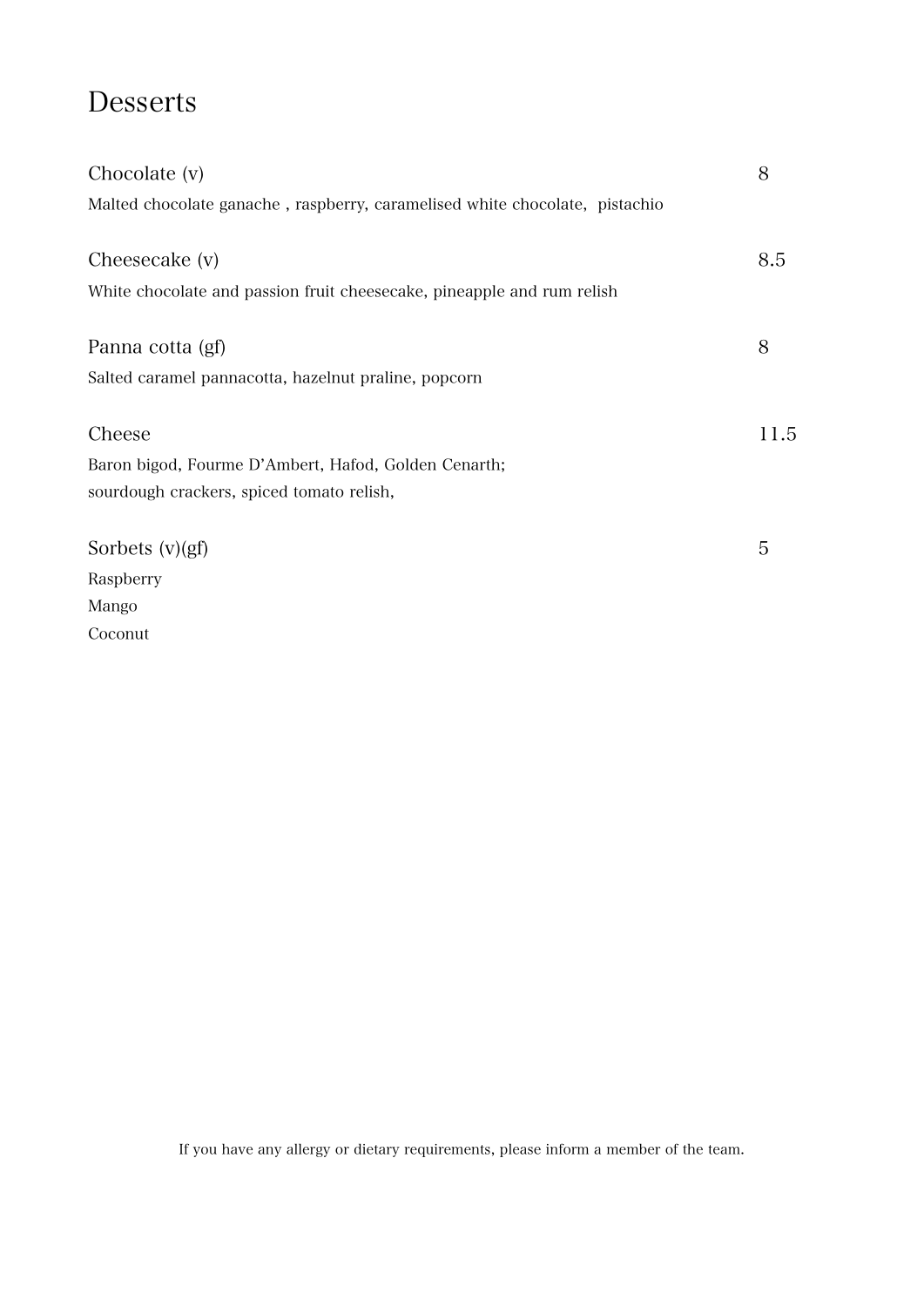# Desserts

Chocolate (v) 8

Malted chocolate ganache , raspberry, caramelised white chocolate, pistachio

Cheesecake (v) 8.5

White chocolate and passion fruit cheesecake, pineapple and rum relish

Panna cotta (gf) 8

Salted caramel pannacotta, hazelnut praline, popcorn

Cheese 11.5

Baron bigod, Fourme D'Ambert, Hafod, Golden Cenarth;
sourdough crackers, spiced tomato relish,

Sorbets (v)(gf) 5

Raspberry
Mango
Coconut

If you have any allergy or dietary requirements, please inform a member of the team.